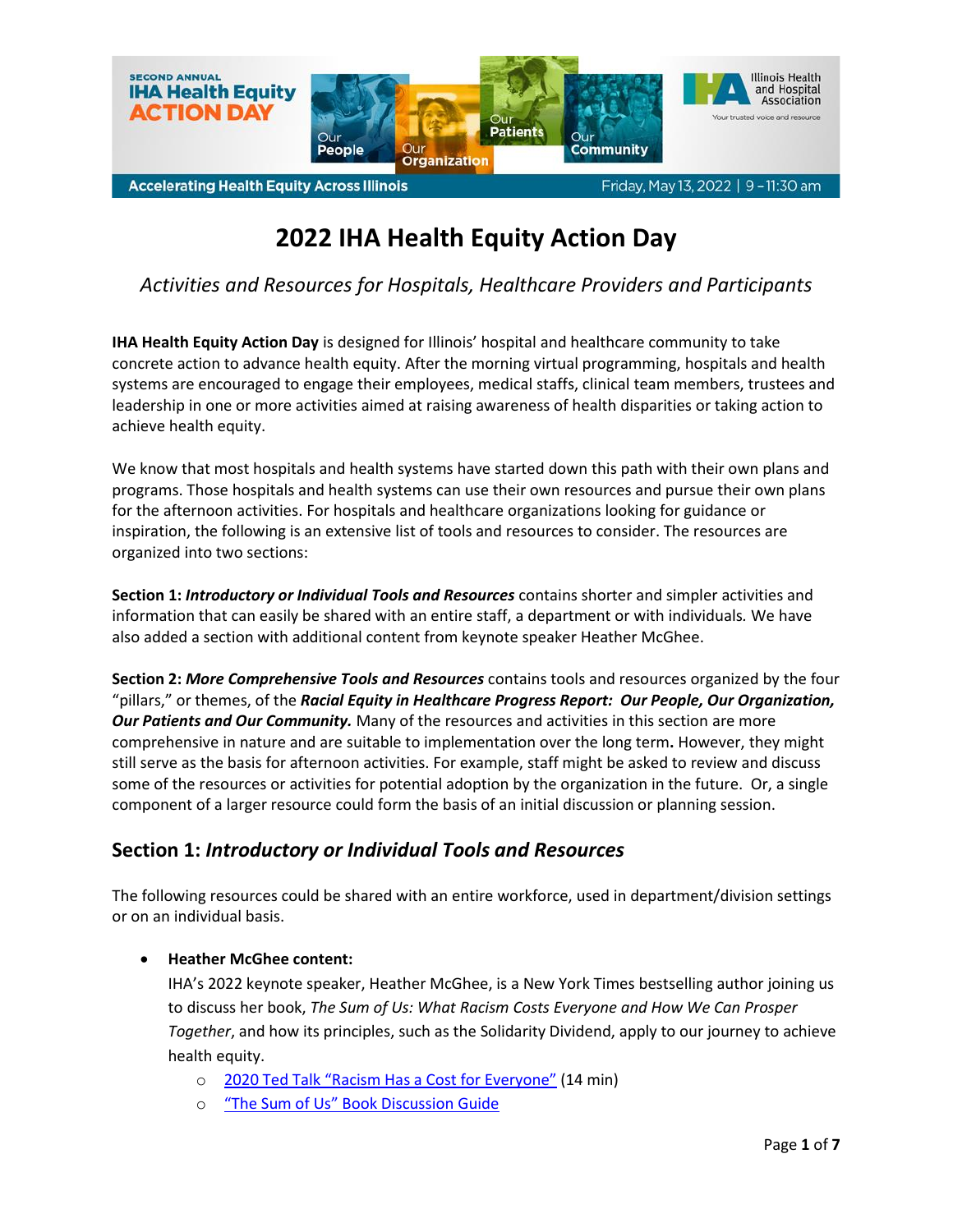SECOND ANNUAL **IHA Health Equity ACTION DAY**

Our People | Our Organization | Our Patients | Our Community

Illinois Health and Hospital Association — Your trusted voice and resource

Accelerating Health Equity Across Illinois — Friday, May 13, 2022 | 9 - 11:30 am

# 2022 IHA Health Equity Action Day

*Activities and Resources for Hospitals, Healthcare Providers and Participants*

**IHA Health Equity Action Day** is designed for Illinois' hospital and healthcare community to take concrete action to advance health equity. After the morning virtual programming, hospitals and health systems are encouraged to engage their employees, medical staffs, clinical team members, trustees and leadership in one or more activities aimed at raising awareness of health disparities or taking action to achieve health equity.

We know that most hospitals and health systems have started down this path with their own plans and programs. Those hospitals and health systems can use their own resources and pursue their own plans for the afternoon activities. For hospitals and healthcare organizations looking for guidance or inspiration, the following is an extensive list of tools and resources to consider. The resources are organized into two sections:

**Section 1: *Introductory or Individual Tools and Resources*** contains shorter and simpler activities and information that can easily be shared with an entire staff, a department or with individuals. We have also added a section with additional content from keynote speaker Heather McGhee.

**Section 2: *More Comprehensive Tools and Resources*** contains tools and resources organized by the four "pillars," or themes, of the ***Racial Equity in Healthcare Progress Report: Our People, Our Organization, Our Patients and Our Community.*** Many of the resources and activities in this section are more comprehensive in nature and are suitable to implementation over the long term**.** However, they might still serve as the basis for afternoon activities. For example, staff might be asked to review and discuss some of the resources or activities for potential adoption by the organization in the future. Or, a single component of a larger resource could form the basis of an initial discussion or planning session.

## Section 1: *Introductory or Individual Tools and Resources*

The following resources could be shared with an entire workforce, used in department/division settings or on an individual basis.

- **Heather McGhee content:**
  IHA's 2022 keynote speaker, Heather McGhee, is a New York Times bestselling author joining us to discuss her book, *The Sum of Us: What Racism Costs Everyone and How We Can Prosper Together*, and how its principles, such as the Solidarity Dividend, apply to our journey to achieve health equity.
  - 2020 Ted Talk "Racism Has a Cost for Everyone" (14 min)
  - "The Sum of Us" Book Discussion Guide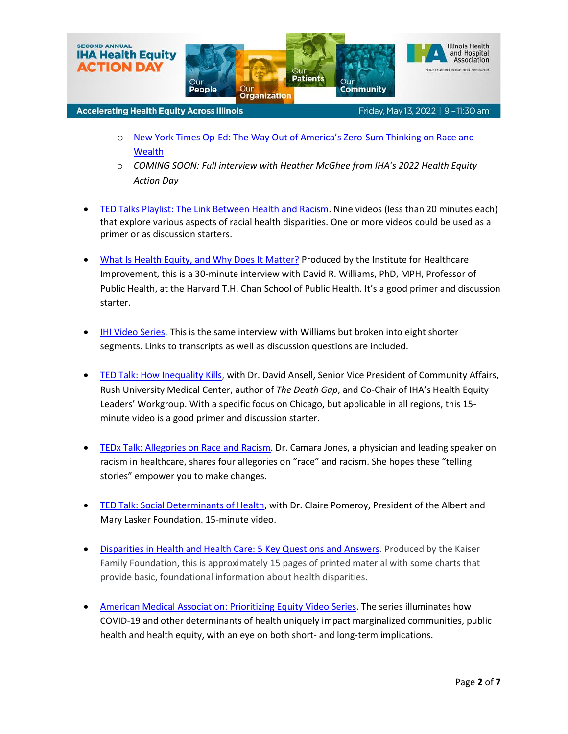- [New York Times Op-Ed: The Way Out of America's Zero-Sum Thinking on Race and Wealth]()
  - *COMING SOON: Full interview with Heather McGhee from IHA's 2022 Health Equity Action Day*

- [TED Talks Playlist: The Link Between Health and Racism](). Nine videos (less than 20 minutes each) that explore various aspects of racial health disparities. One or more videos could be used as a primer or as discussion starters.

- [What Is Health Equity, and Why Does It Matter?]() Produced by the Institute for Healthcare Improvement, this is a 30-minute interview with David R. Williams, PhD, MPH, Professor of Public Health, at the Harvard T.H. Chan School of Public Health. It's a good primer and discussion starter.

- [IHI Video Series](). This is the same interview with Williams but broken into eight shorter segments. Links to transcripts as well as discussion questions are included.

- [TED Talk: How Inequality Kills](), with Dr. David Ansell, Senior Vice President of Community Affairs, Rush University Medical Center, author of *The Death Gap*, and Co-Chair of IHA's Health Equity Leaders' Workgroup. With a specific focus on Chicago, but applicable in all regions, this 15-minute video is a good primer and discussion starter.

- [TEDx Talk: Allegories on Race and Racism](). Dr. Camara Jones, a physician and leading speaker on racism in healthcare, shares four allegories on "race" and racism. She hopes these "telling stories" empower you to make changes.

- [TED Talk: Social Determinants of Health](), with Dr. Claire Pomeroy, President of the Albert and Mary Lasker Foundation. 15-minute video.

- [Disparities in Health and Health Care: 5 Key Questions and Answers](). Produced by the Kaiser Family Foundation, this is approximately 15 pages of printed material with some charts that provide basic, foundational information about health disparities.

- [American Medical Association: Prioritizing Equity Video Series](). The series illuminates how COVID-19 and other determinants of health uniquely impact marginalized communities, public health and health equity, with an eye on both short- and long-term implications.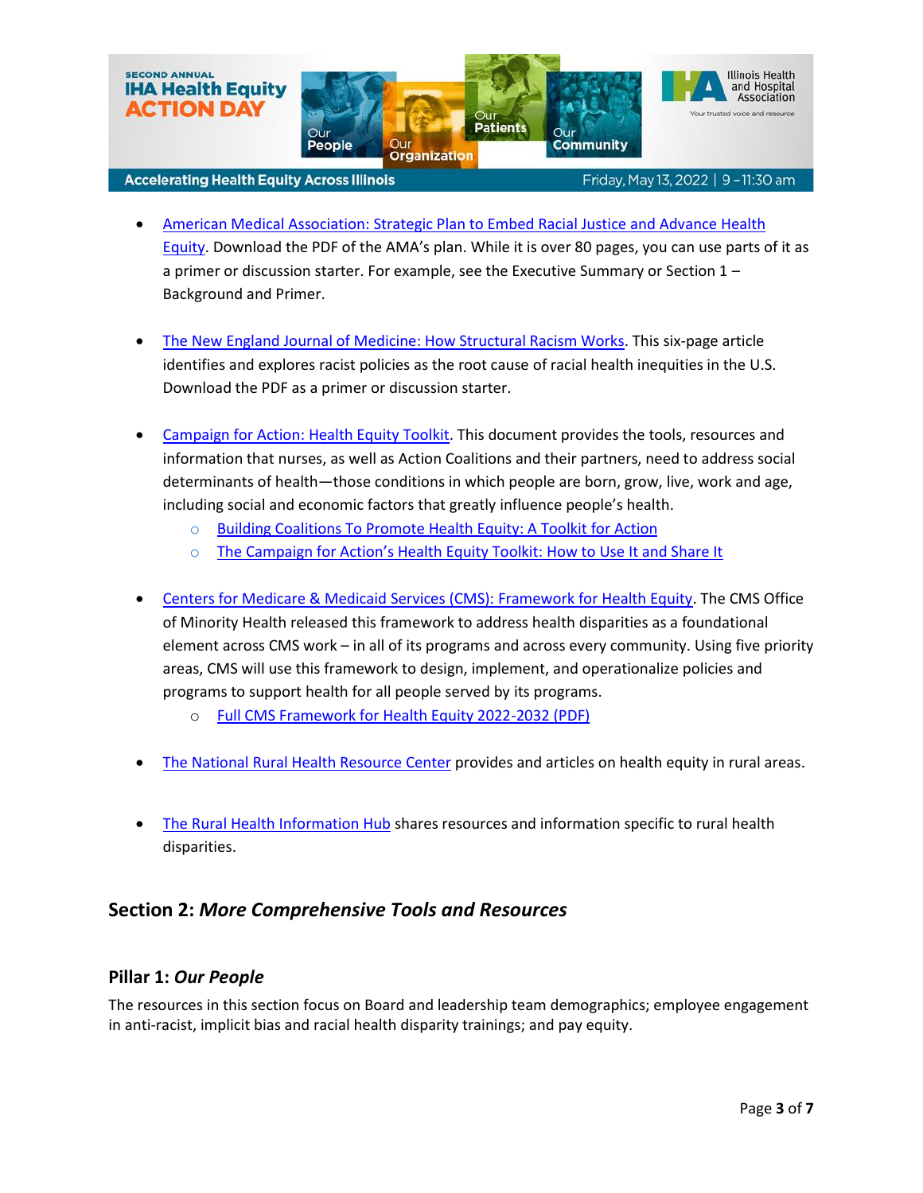- American Medical Association: Strategic Plan to Embed Racial Justice and Advance Health Equity. Download the PDF of the AMA's plan. While it is over 80 pages, you can use parts of it as a primer or discussion starter. For example, see the Executive Summary or Section 1 – Background and Primer.

- The New England Journal of Medicine: How Structural Racism Works. This six-page article identifies and explores racist policies as the root cause of racial health inequities in the U.S. Download the PDF as a primer or discussion starter.

- Campaign for Action: Health Equity Toolkit. This document provides the tools, resources and information that nurses, as well as Action Coalitions and their partners, need to address social determinants of health—those conditions in which people are born, grow, live, work and age, including social and economic factors that greatly influence people's health.
  - Building Coalitions To Promote Health Equity: A Toolkit for Action
  - The Campaign for Action's Health Equity Toolkit: How to Use It and Share It

- Centers for Medicare & Medicaid Services (CMS): Framework for Health Equity. The CMS Office of Minority Health released this framework to address health disparities as a foundational element across CMS work – in all of its programs and across every community. Using five priority areas, CMS will use this framework to design, implement, and operationalize policies and programs to support health for all people served by its programs.
  - Full CMS Framework for Health Equity 2022-2032 (PDF)

- The National Rural Health Resource Center provides and articles on health equity in rural areas.

- The Rural Health Information Hub shares resources and information specific to rural health disparities.

## Section 2: *More Comprehensive Tools and Resources*

### Pillar 1: *Our People*

The resources in this section focus on Board and leadership team demographics; employee engagement in anti-racist, implicit bias and racial health disparity trainings; and pay equity.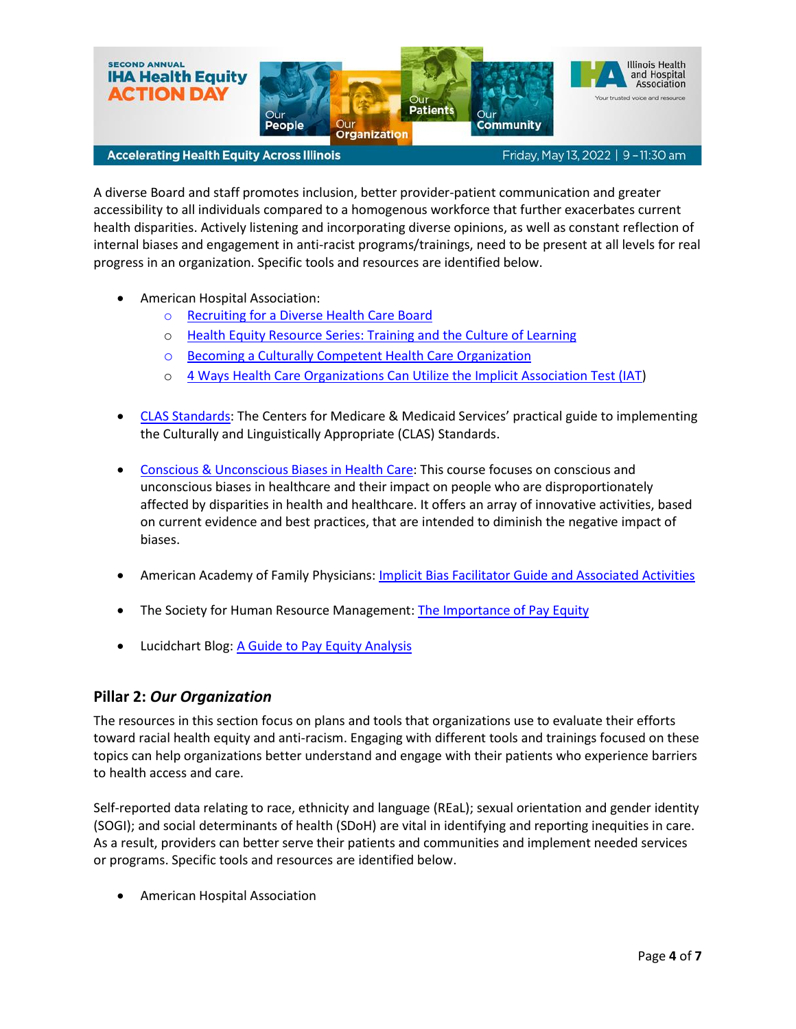A diverse Board and staff promotes inclusion, better provider-patient communication and greater accessibility to all individuals compared to a homogenous workforce that further exacerbates current health disparities. Actively listening and incorporating diverse opinions, as well as constant reflection of internal biases and engagement in anti-racist programs/trainings, need to be present at all levels for real progress in an organization. Specific tools and resources are identified below.

- American Hospital Association:
  - Recruiting for a Diverse Health Care Board
  - Health Equity Resource Series: Training and the Culture of Learning
  - Becoming a Culturally Competent Health Care Organization
  - 4 Ways Health Care Organizations Can Utilize the Implicit Association Test (IAT)

- CLAS Standards: The Centers for Medicare & Medicaid Services' practical guide to implementing the Culturally and Linguistically Appropriate (CLAS) Standards.

- Conscious & Unconscious Biases in Health Care: This course focuses on conscious and unconscious biases in healthcare and their impact on people who are disproportionately affected by disparities in health and healthcare. It offers an array of innovative activities, based on current evidence and best practices, that are intended to diminish the negative impact of biases.

- American Academy of Family Physicians: Implicit Bias Facilitator Guide and Associated Activities

- The Society for Human Resource Management: The Importance of Pay Equity

- Lucidchart Blog: A Guide to Pay Equity Analysis

## Pillar 2: *Our Organization*

The resources in this section focus on plans and tools that organizations use to evaluate their efforts toward racial health equity and anti-racism. Engaging with different tools and trainings focused on these topics can help organizations better understand and engage with their patients who experience barriers to health access and care.

Self-reported data relating to race, ethnicity and language (REaL); sexual orientation and gender identity (SOGI); and social determinants of health (SDoH) are vital in identifying and reporting inequities in care. As a result, providers can better serve their patients and communities and implement needed services or programs. Specific tools and resources are identified below.

- American Hospital Association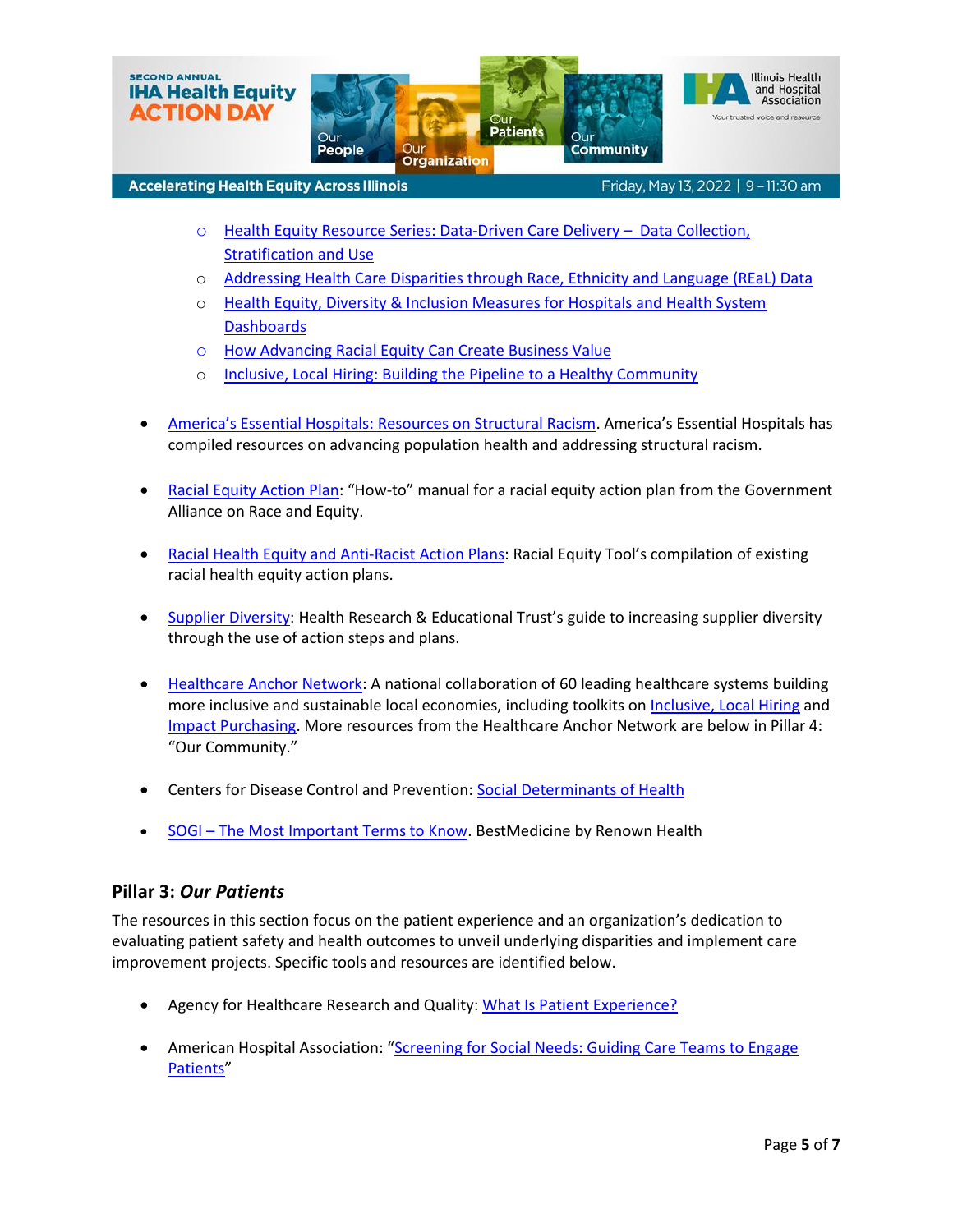- Health Equity Resource Series: Data-Driven Care Delivery – Data Collection, Stratification and Use
  - Addressing Health Care Disparities through Race, Ethnicity and Language (REaL) Data
  - Health Equity, Diversity & Inclusion Measures for Hospitals and Health System Dashboards
  - How Advancing Racial Equity Can Create Business Value
  - Inclusive, Local Hiring: Building the Pipeline to a Healthy Community

- America's Essential Hospitals: Resources on Structural Racism. America's Essential Hospitals has compiled resources on advancing population health and addressing structural racism.

- Racial Equity Action Plan: "How-to" manual for a racial equity action plan from the Government Alliance on Race and Equity.

- Racial Health Equity and Anti-Racist Action Plans: Racial Equity Tool's compilation of existing racial health equity action plans.

- Supplier Diversity: Health Research & Educational Trust's guide to increasing supplier diversity through the use of action steps and plans.

- Healthcare Anchor Network: A national collaboration of 60 leading healthcare systems building more inclusive and sustainable local economies, including toolkits on Inclusive, Local Hiring and Impact Purchasing. More resources from the Healthcare Anchor Network are below in Pillar 4: "Our Community."

- Centers for Disease Control and Prevention: Social Determinants of Health

- SOGI – The Most Important Terms to Know. BestMedicine by Renown Health

## Pillar 3: *Our Patients*

The resources in this section focus on the patient experience and an organization's dedication to evaluating patient safety and health outcomes to unveil underlying disparities and implement care improvement projects. Specific tools and resources are identified below.

- Agency for Healthcare Research and Quality: What Is Patient Experience?

- American Hospital Association: "Screening for Social Needs: Guiding Care Teams to Engage Patients"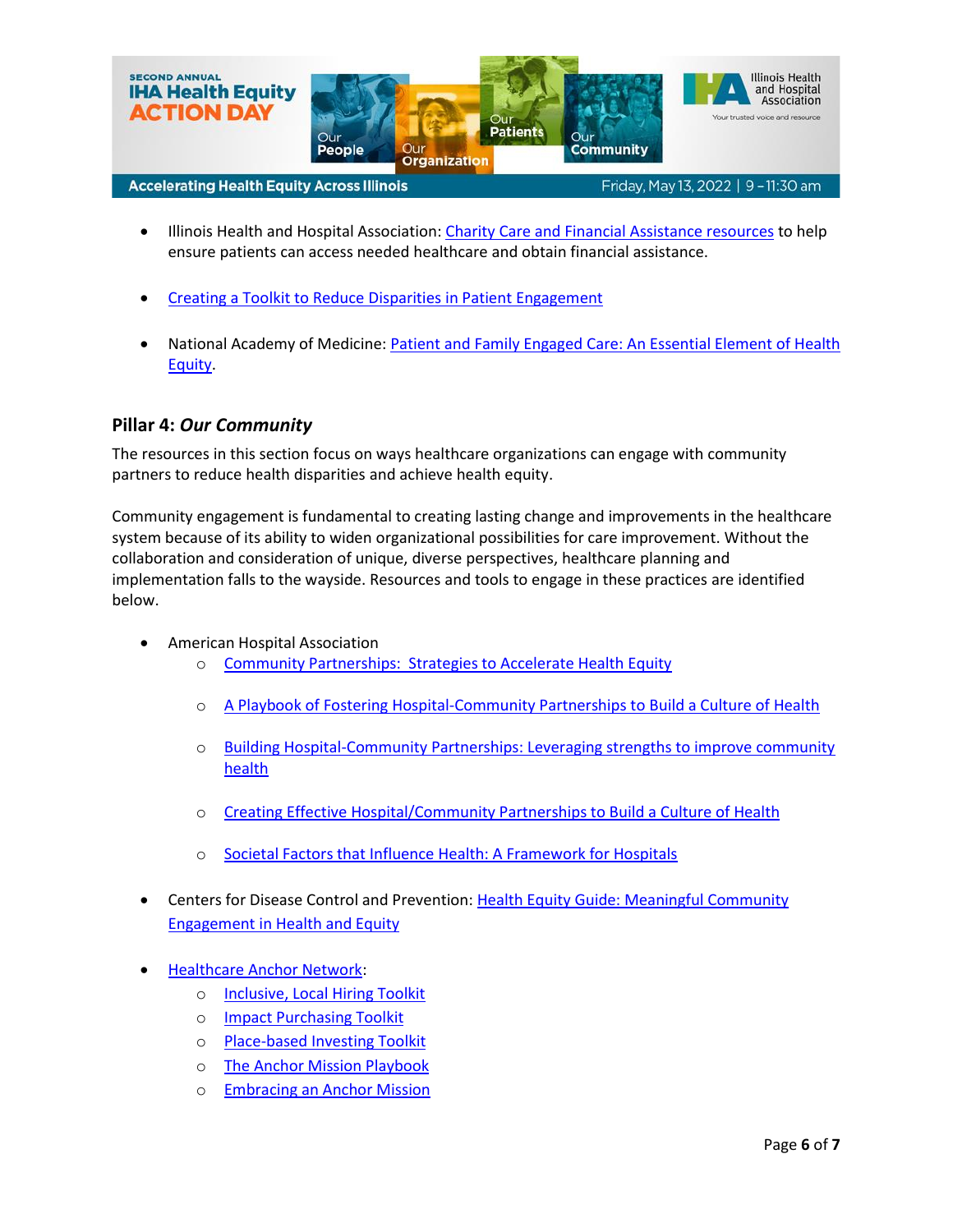- Illinois Health and Hospital Association: Charity Care and Financial Assistance resources to help ensure patients can access needed healthcare and obtain financial assistance.

- Creating a Toolkit to Reduce Disparities in Patient Engagement

- National Academy of Medicine: Patient and Family Engaged Care: An Essential Element of Health Equity.

## Pillar 4: *Our Community*

The resources in this section focus on ways healthcare organizations can engage with community partners to reduce health disparities and achieve health equity.

Community engagement is fundamental to creating lasting change and improvements in the healthcare system because of its ability to widen organizational possibilities for care improvement. Without the collaboration and consideration of unique, diverse perspectives, healthcare planning and implementation falls to the wayside. Resources and tools to engage in these practices are identified below.

- American Hospital Association
  - Community Partnerships: Strategies to Accelerate Health Equity
  - A Playbook of Fostering Hospital-Community Partnerships to Build a Culture of Health
  - Building Hospital-Community Partnerships: Leveraging strengths to improve community health
  - Creating Effective Hospital/Community Partnerships to Build a Culture of Health
  - Societal Factors that Influence Health: A Framework for Hospitals

- Centers for Disease Control and Prevention: Health Equity Guide: Meaningful Community Engagement in Health and Equity

- Healthcare Anchor Network:
  - Inclusive, Local Hiring Toolkit
  - Impact Purchasing Toolkit
  - Place-based Investing Toolkit
  - The Anchor Mission Playbook
  - Embracing an Anchor Mission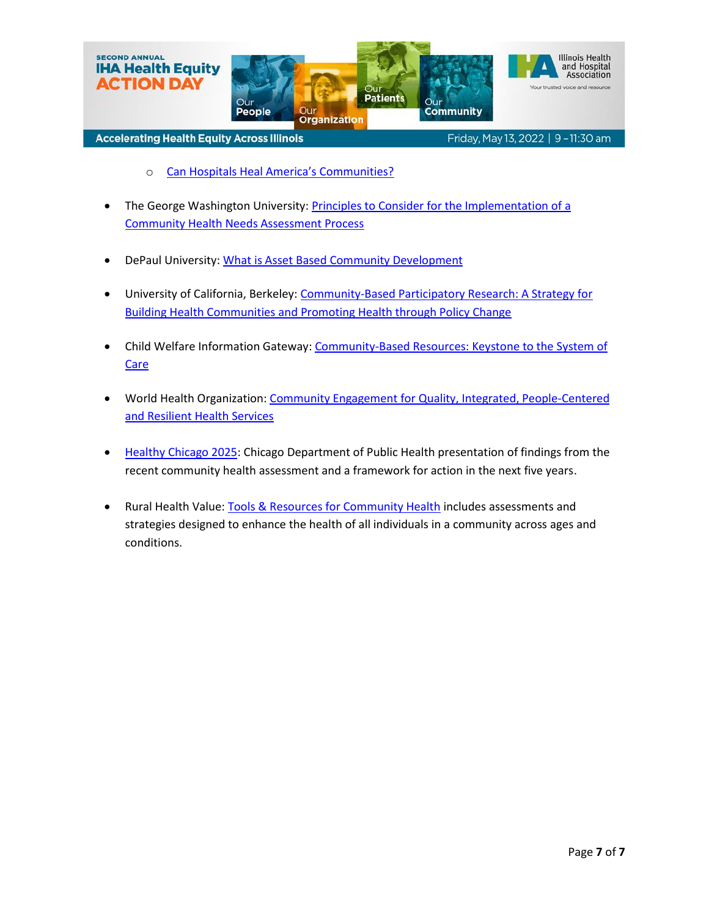- Can Hospitals Heal America's Communities?

- The George Washington University: Principles to Consider for the Implementation of a Community Health Needs Assessment Process

- DePaul University: What is Asset Based Community Development

- University of California, Berkeley: Community-Based Participatory Research: A Strategy for Building Health Communities and Promoting Health through Policy Change

- Child Welfare Information Gateway: Community-Based Resources: Keystone to the System of Care

- World Health Organization: Community Engagement for Quality, Integrated, People-Centered and Resilient Health Services

- Healthy Chicago 2025: Chicago Department of Public Health presentation of findings from the recent community health assessment and a framework for action in the next five years.

- Rural Health Value: Tools & Resources for Community Health includes assessments and strategies designed to enhance the health of all individuals in a community across ages and conditions.